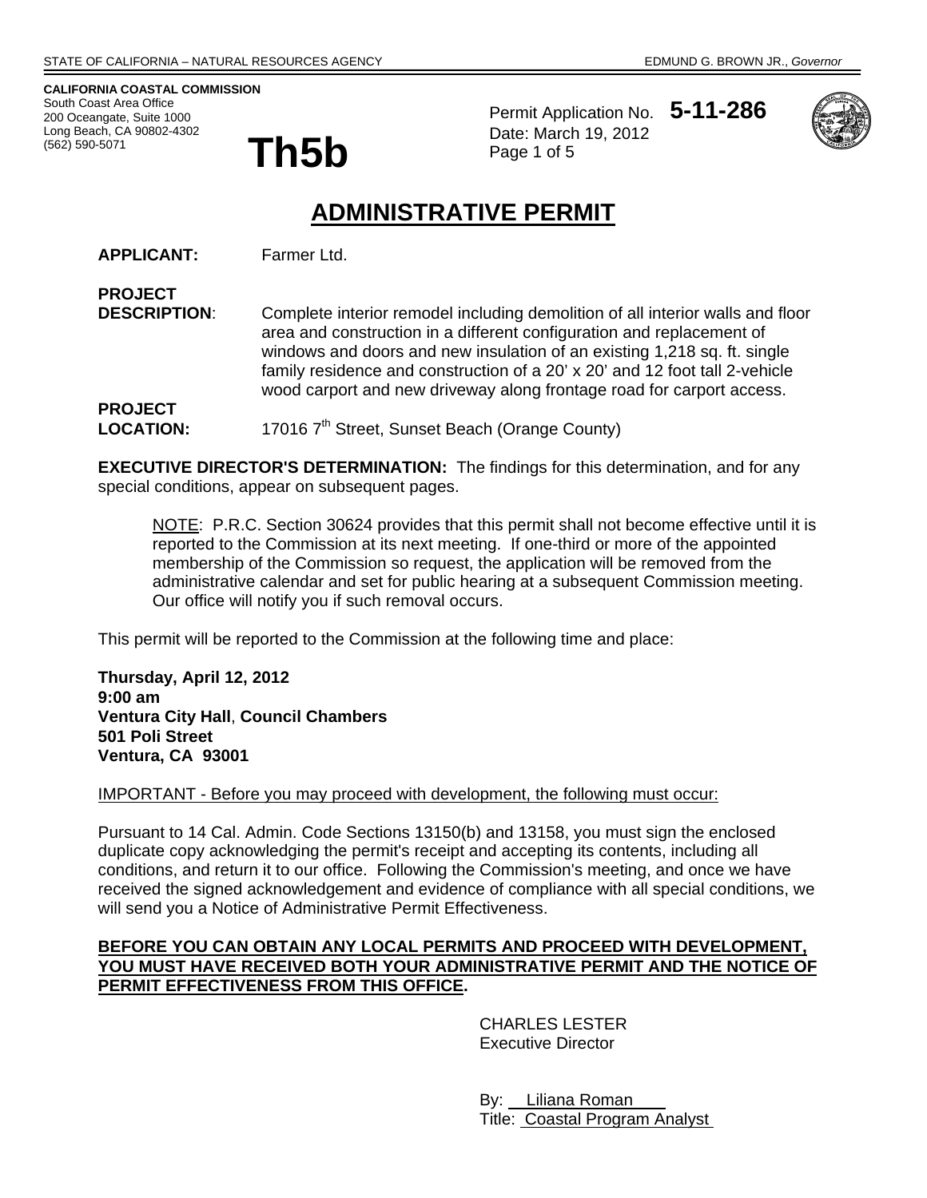STATE OF CALIFORNIA – NATURAL RESOURCES AGENCY — EDMUND G. BROWN JR., *Governor*

**CALIFORNIA COASTAL COMMISSION**
South Coast Area Office
200 Oceangate, Suite 1000
Long Beach, CA 90802-4302
(562) 590-5071

# Th5b

Permit Application No. **5-11-286**
Date: March 19, 2012

# ADMINISTRATIVE PERMIT

**APPLICANT:** Farmer Ltd.

**PROJECT DESCRIPTION**: Complete interior remodel including demolition of all interior walls and floor area and construction in a different configuration and replacement of windows and doors and new insulation of an existing 1,218 sq. ft. single family residence and construction of a 20' x 20' and 12 foot tall 2-vehicle wood carport and new driveway along frontage road for carport access.

**PROJECT LOCATION:** 17016 7th Street, Sunset Beach (Orange County)

**EXECUTIVE DIRECTOR'S DETERMINATION:** The findings for this determination, and for any special conditions, appear on subsequent pages.

> NOTE: P.R.C. Section 30624 provides that this permit shall not become effective until it is reported to the Commission at its next meeting. If one-third or more of the appointed membership of the Commission so request, the application will be removed from the administrative calendar and set for public hearing at a subsequent Commission meeting. Our office will notify you if such removal occurs.

This permit will be reported to the Commission at the following time and place:

**Thursday, April 12, 2012**
**9:00 am**
**Ventura City Hall**, **Council Chambers**
**501 Poli Street**
**Ventura, CA 93001**

IMPORTANT - Before you may proceed with development, the following must occur:

Pursuant to 14 Cal. Admin. Code Sections 13150(b) and 13158, you must sign the enclosed duplicate copy acknowledging the permit's receipt and accepting its contents, including all conditions, and return it to our office. Following the Commission's meeting, and once we have received the signed acknowledgement and evidence of compliance with all special conditions, we will send you a Notice of Administrative Permit Effectiveness.

**BEFORE YOU CAN OBTAIN ANY LOCAL PERMITS AND PROCEED WITH DEVELOPMENT, YOU MUST HAVE RECEIVED BOTH YOUR ADMINISTRATIVE PERMIT AND THE NOTICE OF PERMIT EFFECTIVENESS FROM THIS OFFICE.**

CHARLES LESTER
Executive Director

By: Liliana Roman
Title: Coastal Program Analyst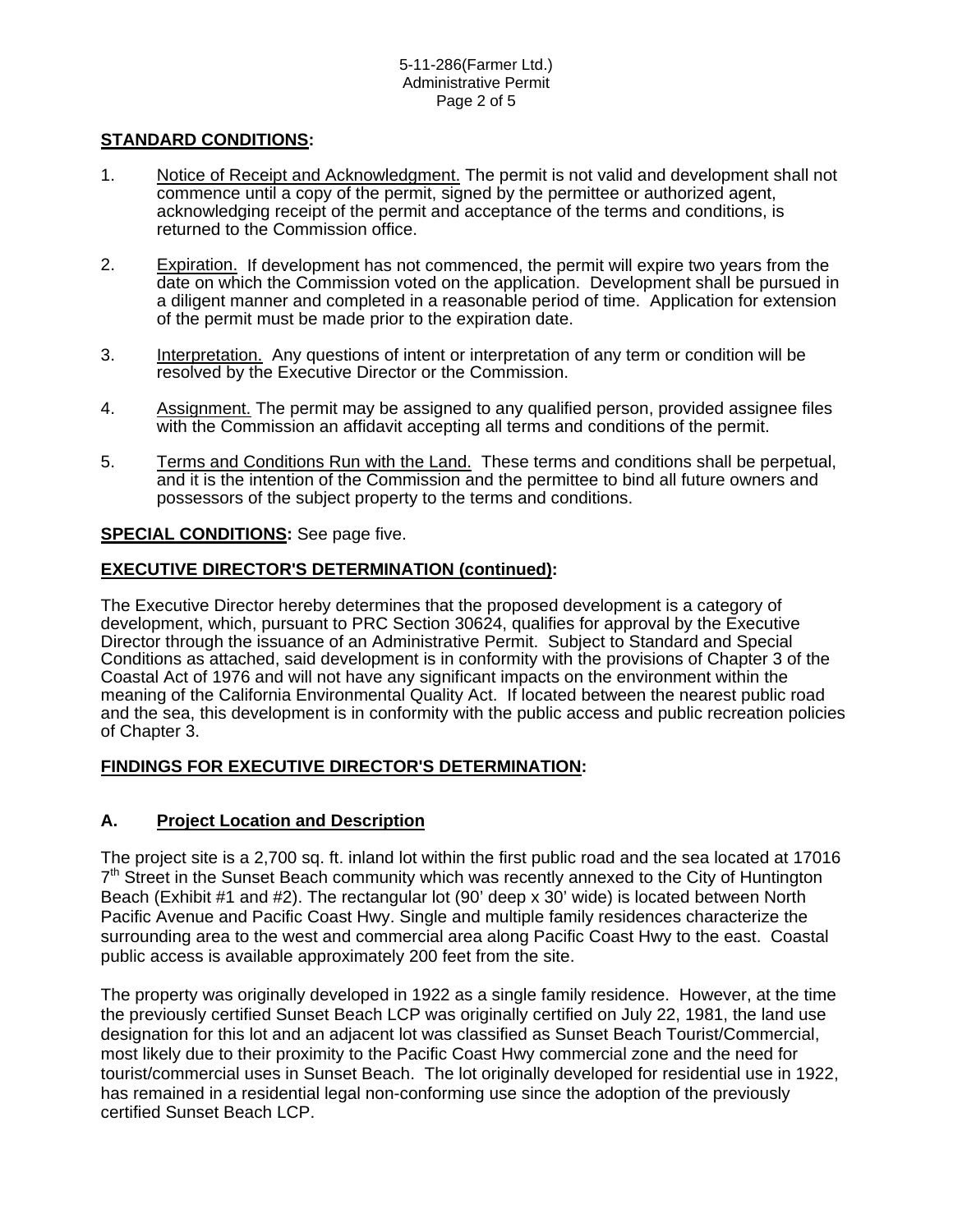**STANDARD CONDITIONS:**

1. Notice of Receipt and Acknowledgment. The permit is not valid and development shall not commence until a copy of the permit, signed by the permittee or authorized agent, acknowledging receipt of the permit and acceptance of the terms and conditions, is returned to the Commission office.

2. Expiration. If development has not commenced, the permit will expire two years from the date on which the Commission voted on the application. Development shall be pursued in a diligent manner and completed in a reasonable period of time. Application for extension of the permit must be made prior to the expiration date.

3. Interpretation. Any questions of intent or interpretation of any term or condition will be resolved by the Executive Director or the Commission.

4. Assignment. The permit may be assigned to any qualified person, provided assignee files with the Commission an affidavit accepting all terms and conditions of the permit.

5. Terms and Conditions Run with the Land. These terms and conditions shall be perpetual, and it is the intention of the Commission and the permittee to bind all future owners and possessors of the subject property to the terms and conditions.

**SPECIAL CONDITIONS:** See page five.

**EXECUTIVE DIRECTOR'S DETERMINATION (continued):**

The Executive Director hereby determines that the proposed development is a category of development, which, pursuant to PRC Section 30624, qualifies for approval by the Executive Director through the issuance of an Administrative Permit. Subject to Standard and Special Conditions as attached, said development is in conformity with the provisions of Chapter 3 of the Coastal Act of 1976 and will not have any significant impacts on the environment within the meaning of the California Environmental Quality Act. If located between the nearest public road and the sea, this development is in conformity with the public access and public recreation policies of Chapter 3.

**FINDINGS FOR EXECUTIVE DIRECTOR'S DETERMINATION:**

## A. Project Location and Description

The project site is a 2,700 sq. ft. inland lot within the first public road and the sea located at 17016 7th Street in the Sunset Beach community which was recently annexed to the City of Huntington Beach (Exhibit #1 and #2). The rectangular lot (90' deep x 30' wide) is located between North Pacific Avenue and Pacific Coast Hwy. Single and multiple family residences characterize the surrounding area to the west and commercial area along Pacific Coast Hwy to the east. Coastal public access is available approximately 200 feet from the site.

The property was originally developed in 1922 as a single family residence. However, at the time the previously certified Sunset Beach LCP was originally certified on July 22, 1981, the land use designation for this lot and an adjacent lot was classified as Sunset Beach Tourist/Commercial, most likely due to their proximity to the Pacific Coast Hwy commercial zone and the need for tourist/commercial uses in Sunset Beach. The lot originally developed for residential use in 1922, has remained in a residential legal non-conforming use since the adoption of the previously certified Sunset Beach LCP.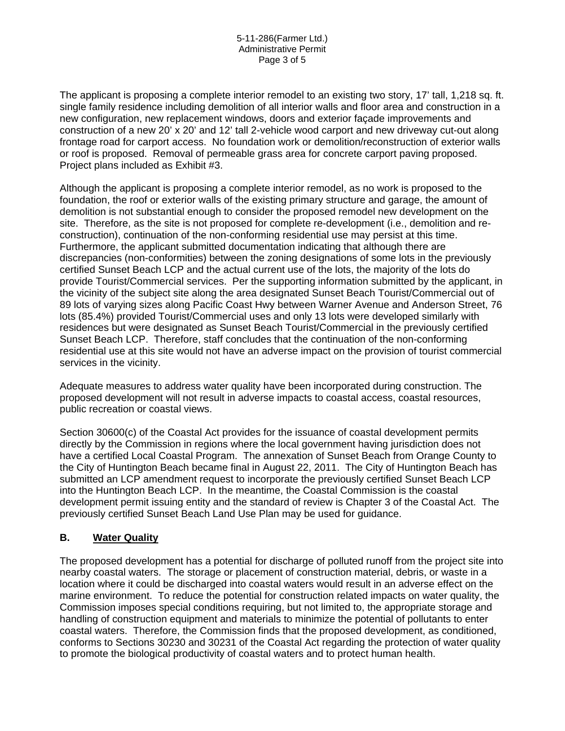The applicant is proposing a complete interior remodel to an existing two story, 17' tall, 1,218 sq. ft. single family residence including demolition of all interior walls and floor area and construction in a new configuration, new replacement windows, doors and exterior façade improvements and construction of a new 20' x 20' and 12' tall 2-vehicle wood carport and new driveway cut-out along frontage road for carport access. No foundation work or demolition/reconstruction of exterior walls or roof is proposed. Removal of permeable grass area for concrete carport paving proposed. Project plans included as Exhibit #3.

Although the applicant is proposing a complete interior remodel, as no work is proposed to the foundation, the roof or exterior walls of the existing primary structure and garage, the amount of demolition is not substantial enough to consider the proposed remodel new development on the site. Therefore, as the site is not proposed for complete re-development (i.e., demolition and re-construction), continuation of the non-conforming residential use may persist at this time. Furthermore, the applicant submitted documentation indicating that although there are discrepancies (non-conformities) between the zoning designations of some lots in the previously certified Sunset Beach LCP and the actual current use of the lots, the majority of the lots do provide Tourist/Commercial services. Per the supporting information submitted by the applicant, in the vicinity of the subject site along the area designated Sunset Beach Tourist/Commercial out of 89 lots of varying sizes along Pacific Coast Hwy between Warner Avenue and Anderson Street, 76 lots (85.4%) provided Tourist/Commercial uses and only 13 lots were developed similarly with residences but were designated as Sunset Beach Tourist/Commercial in the previously certified Sunset Beach LCP. Therefore, staff concludes that the continuation of the non-conforming residential use at this site would not have an adverse impact on the provision of tourist commercial services in the vicinity.

Adequate measures to address water quality have been incorporated during construction. The proposed development will not result in adverse impacts to coastal access, coastal resources, public recreation or coastal views.

Section 30600(c) of the Coastal Act provides for the issuance of coastal development permits directly by the Commission in regions where the local government having jurisdiction does not have a certified Local Coastal Program. The annexation of Sunset Beach from Orange County to the City of Huntington Beach became final in August 22, 2011. The City of Huntington Beach has submitted an LCP amendment request to incorporate the previously certified Sunset Beach LCP into the Huntington Beach LCP. In the meantime, the Coastal Commission is the coastal development permit issuing entity and the standard of review is Chapter 3 of the Coastal Act. The previously certified Sunset Beach Land Use Plan may be used for guidance.

## B. Water Quality

The proposed development has a potential for discharge of polluted runoff from the project site into nearby coastal waters. The storage or placement of construction material, debris, or waste in a location where it could be discharged into coastal waters would result in an adverse effect on the marine environment. To reduce the potential for construction related impacts on water quality, the Commission imposes special conditions requiring, but not limited to, the appropriate storage and handling of construction equipment and materials to minimize the potential of pollutants to enter coastal waters. Therefore, the Commission finds that the proposed development, as conditioned, conforms to Sections 30230 and 30231 of the Coastal Act regarding the protection of water quality to promote the biological productivity of coastal waters and to protect human health.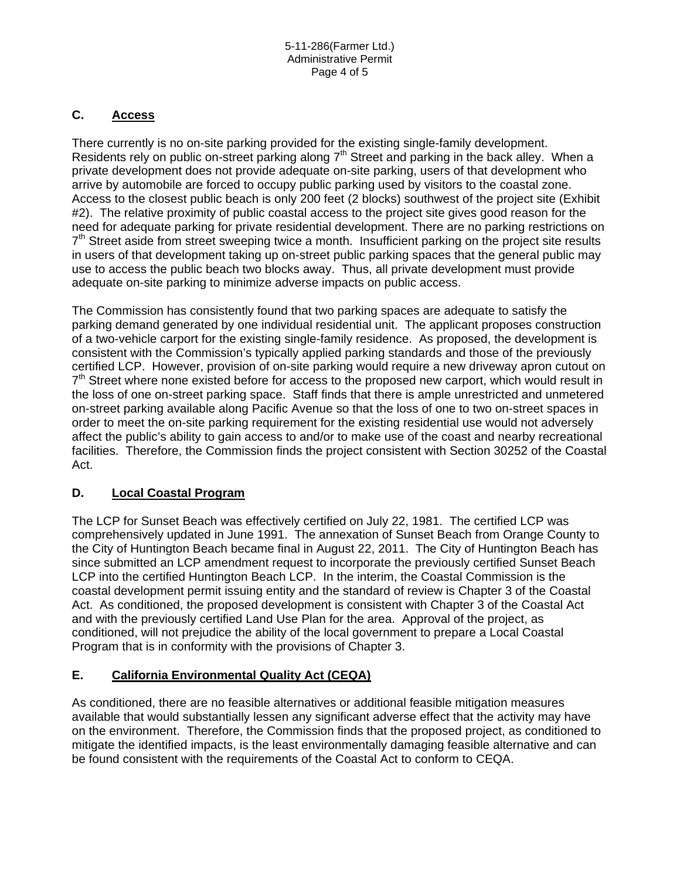## C. Access

There currently is no on-site parking provided for the existing single-family development. Residents rely on public on-street parking along 7th Street and parking in the back alley. When a private development does not provide adequate on-site parking, users of that development who arrive by automobile are forced to occupy public parking used by visitors to the coastal zone. Access to the closest public beach is only 200 feet (2 blocks) southwest of the project site (Exhibit #2). The relative proximity of public coastal access to the project site gives good reason for the need for adequate parking for private residential development. There are no parking restrictions on 7th Street aside from street sweeping twice a month. Insufficient parking on the project site results in users of that development taking up on-street public parking spaces that the general public may use to access the public beach two blocks away. Thus, all private development must provide adequate on-site parking to minimize adverse impacts on public access.

The Commission has consistently found that two parking spaces are adequate to satisfy the parking demand generated by one individual residential unit. The applicant proposes construction of a two-vehicle carport for the existing single-family residence. As proposed, the development is consistent with the Commission's typically applied parking standards and those of the previously certified LCP. However, provision of on-site parking would require a new driveway apron cutout on 7th Street where none existed before for access to the proposed new carport, which would result in the loss of one on-street parking space. Staff finds that there is ample unrestricted and unmetered on-street parking available along Pacific Avenue so that the loss of one to two on-street spaces in order to meet the on-site parking requirement for the existing residential use would not adversely affect the public's ability to gain access to and/or to make use of the coast and nearby recreational facilities. Therefore, the Commission finds the project consistent with Section 30252 of the Coastal Act.

## D. Local Coastal Program

The LCP for Sunset Beach was effectively certified on July 22, 1981. The certified LCP was comprehensively updated in June 1991. The annexation of Sunset Beach from Orange County to the City of Huntington Beach became final in August 22, 2011. The City of Huntington Beach has since submitted an LCP amendment request to incorporate the previously certified Sunset Beach LCP into the certified Huntington Beach LCP. In the interim, the Coastal Commission is the coastal development permit issuing entity and the standard of review is Chapter 3 of the Coastal Act. As conditioned, the proposed development is consistent with Chapter 3 of the Coastal Act and with the previously certified Land Use Plan for the area. Approval of the project, as conditioned, will not prejudice the ability of the local government to prepare a Local Coastal Program that is in conformity with the provisions of Chapter 3.

## E. California Environmental Quality Act (CEQA)

As conditioned, there are no feasible alternatives or additional feasible mitigation measures available that would substantially lessen any significant adverse effect that the activity may have on the environment. Therefore, the Commission finds that the proposed project, as conditioned to mitigate the identified impacts, is the least environmentally damaging feasible alternative and can be found consistent with the requirements of the Coastal Act to conform to CEQA.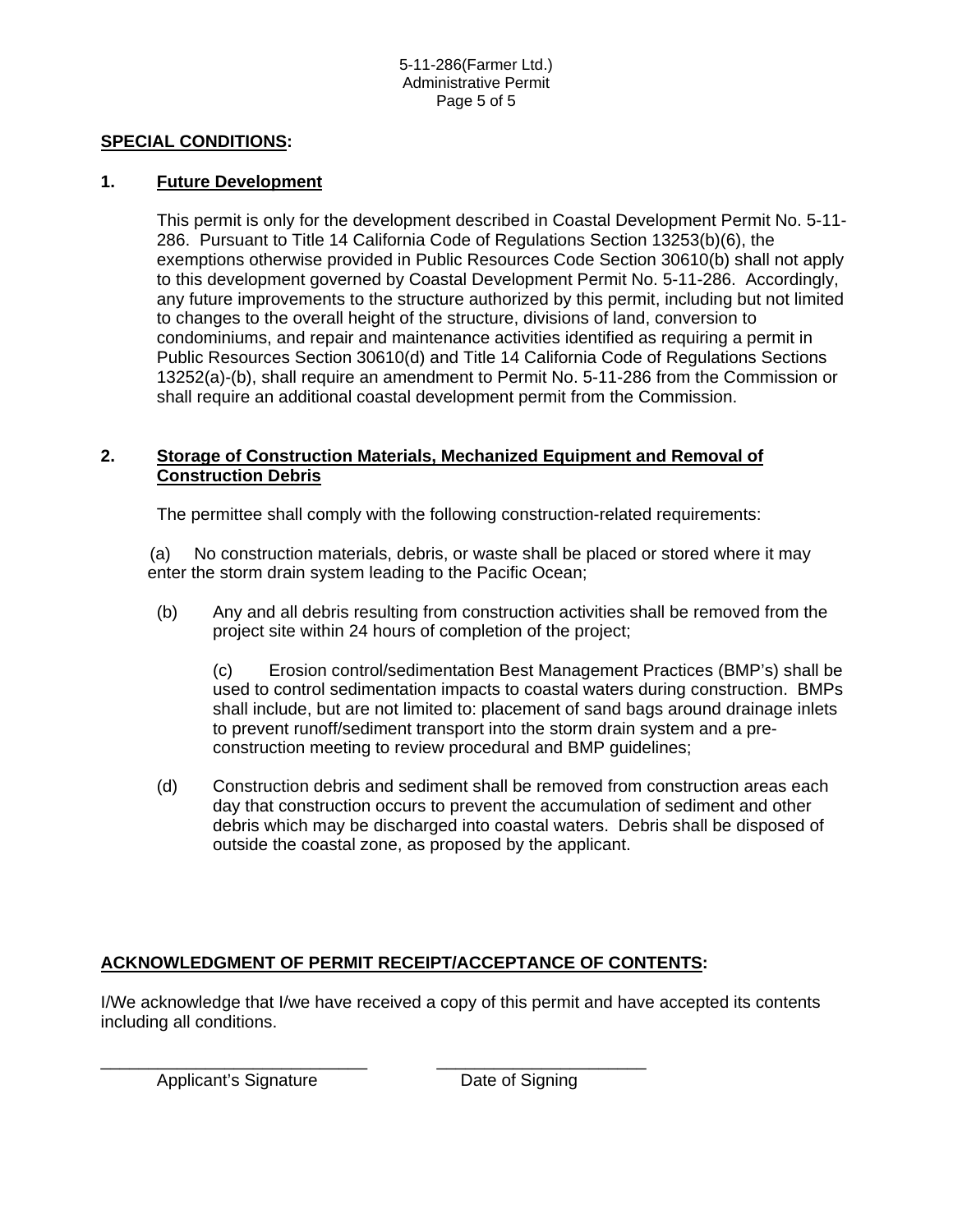**SPECIAL CONDITIONS:**

**1. Future Development**

This permit is only for the development described in Coastal Development Permit No. 5-11-286. Pursuant to Title 14 California Code of Regulations Section 13253(b)(6), the exemptions otherwise provided in Public Resources Code Section 30610(b) shall not apply to this development governed by Coastal Development Permit No. 5-11-286. Accordingly, any future improvements to the structure authorized by this permit, including but not limited to changes to the overall height of the structure, divisions of land, conversion to condominiums, and repair and maintenance activities identified as requiring a permit in Public Resources Section 30610(d) and Title 14 California Code of Regulations Sections 13252(a)-(b), shall require an amendment to Permit No. 5-11-286 from the Commission or shall require an additional coastal development permit from the Commission.

**2. Storage of Construction Materials, Mechanized Equipment and Removal of Construction Debris**

The permittee shall comply with the following construction-related requirements:

(a) No construction materials, debris, or waste shall be placed or stored where it may enter the storm drain system leading to the Pacific Ocean;

(b) Any and all debris resulting from construction activities shall be removed from the project site within 24 hours of completion of the project;

(c) Erosion control/sedimentation Best Management Practices (BMP's) shall be used to control sedimentation impacts to coastal waters during construction. BMPs shall include, but are not limited to: placement of sand bags around drainage inlets to prevent runoff/sediment transport into the storm drain system and a pre-construction meeting to review procedural and BMP guidelines;

(d) Construction debris and sediment shall be removed from construction areas each day that construction occurs to prevent the accumulation of sediment and other debris which may be discharged into coastal waters. Debris shall be disposed of outside the coastal zone, as proposed by the applicant.

**ACKNOWLEDGMENT OF PERMIT RECEIPT/ACCEPTANCE OF CONTENTS:**

I/We acknowledge that I/we have received a copy of this permit and have accepted its contents including all conditions.

_____________________________ Applicant's Signature

_______________________ Date of Signing